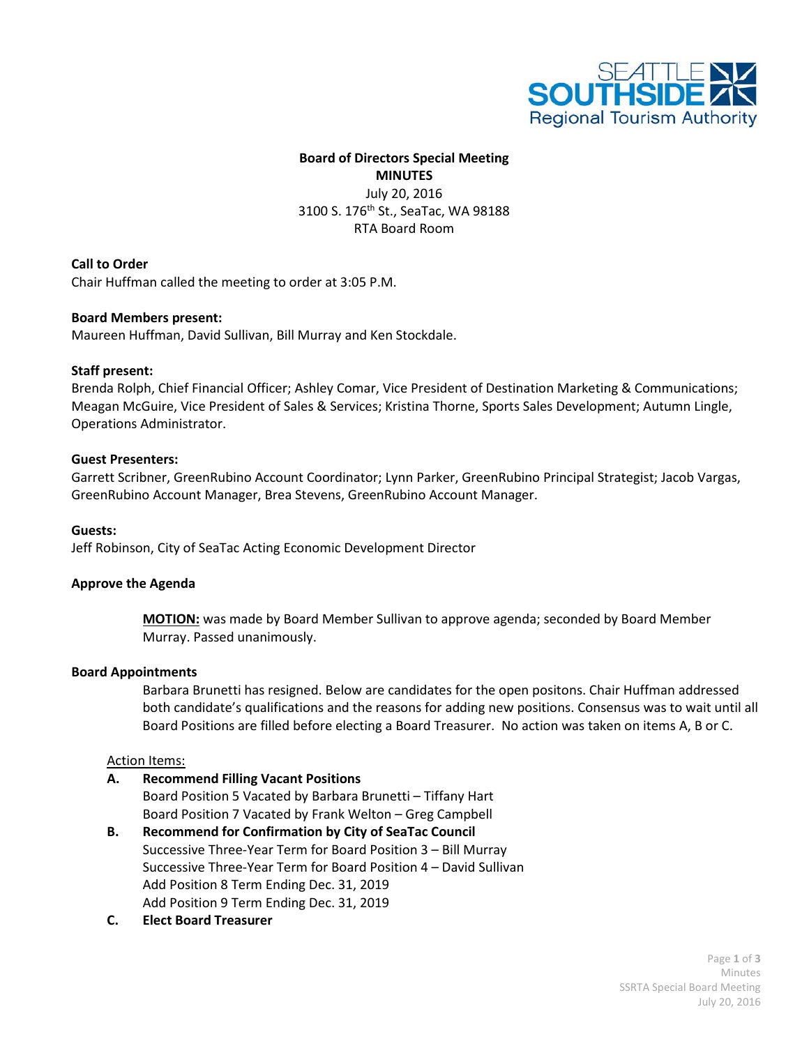**Board of Directors Special Meeting**
**MINUTES**
July 20, 2016
3100 S. 176th St., SeaTac, WA 98188
RTA Board Room

**Call to Order**
Chair Huffman called the meeting to order at 3:05 P.M.

**Board Members present:**
Maureen Huffman, David Sullivan, Bill Murray and Ken Stockdale.

**Staff present:**
Brenda Rolph, Chief Financial Officer; Ashley Comar, Vice President of Destination Marketing & Communications; Meagan McGuire, Vice President of Sales & Services; Kristina Thorne, Sports Sales Development; Autumn Lingle, Operations Administrator.

**Guest Presenters:**
Garrett Scribner, GreenRubino Account Coordinator; Lynn Parker, GreenRubino Principal Strategist; Jacob Vargas, GreenRubino Account Manager, Brea Stevens, GreenRubino Account Manager.

**Guests:**
Jeff Robinson, City of SeaTac Acting Economic Development Director

**Approve the Agenda**

> **MOTION:** was made by Board Member Sullivan to approve agenda; seconded by Board Member Murray. Passed unanimously.

**Board Appointments**

> Barbara Brunetti has resigned. Below are candidates for the open positons. Chair Huffman addressed both candidate's qualifications and the reasons for adding new positions. Consensus was to wait until all Board Positions are filled before electing a Board Treasurer. No action was taken on items A, B or C.

Action Items:

**A. Recommend Filling Vacant Positions**
Board Position 5 Vacated by Barbara Brunetti – Tiffany Hart
Board Position 7 Vacated by Frank Welton – Greg Campbell

**B. Recommend for Confirmation by City of SeaTac Council**
Successive Three-Year Term for Board Position 3 – Bill Murray
Successive Three-Year Term for Board Position 4 – David Sullivan
Add Position 8 Term Ending Dec. 31, 2019
Add Position 9 Term Ending Dec. 31, 2019

**C. Elect Board Treasurer**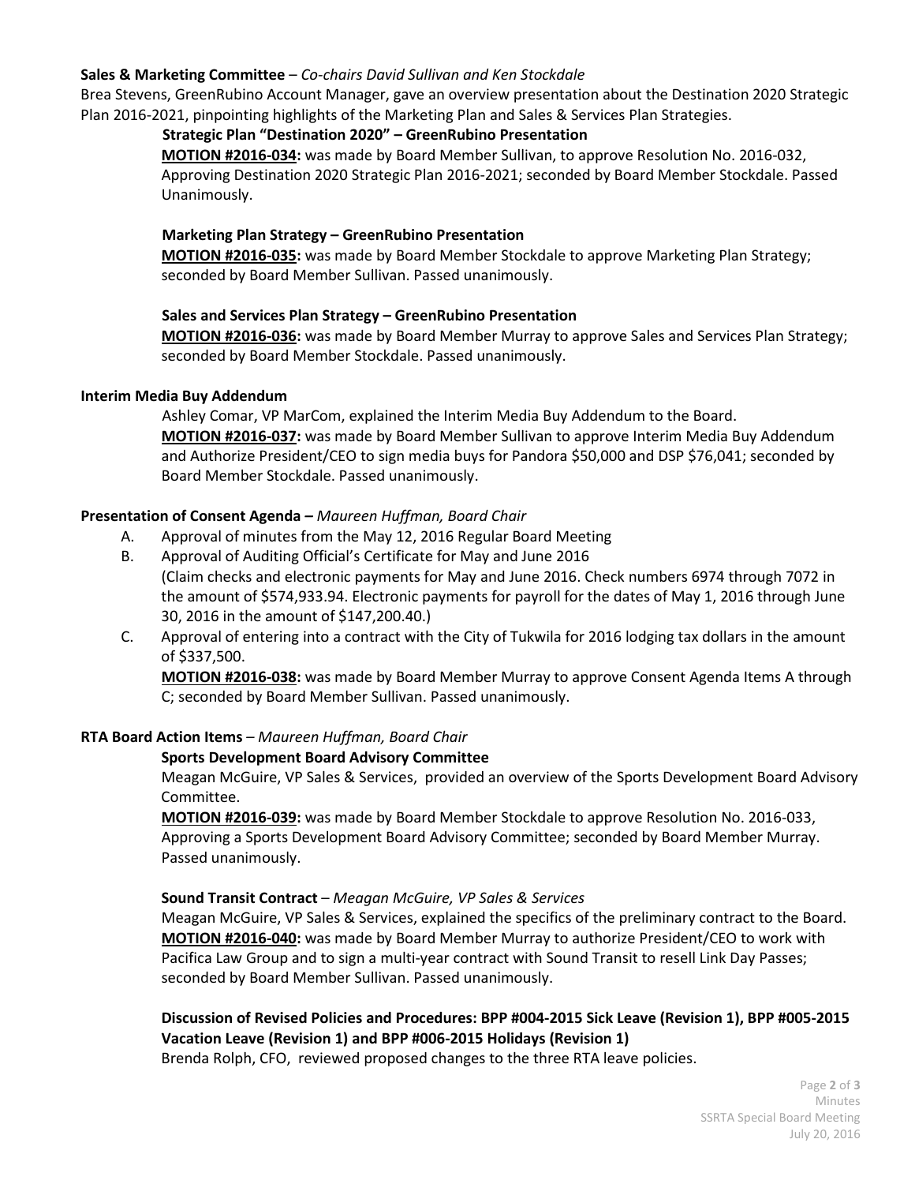**Sales & Marketing Committee** – *Co-chairs David Sullivan and Ken Stockdale*

Brea Stevens, GreenRubino Account Manager, gave an overview presentation about the Destination 2020 Strategic Plan 2016-2021, pinpointing highlights of the Marketing Plan and Sales & Services Plan Strategies.

**Strategic Plan "Destination 2020" – GreenRubino Presentation**

**MOTION #2016-034:** was made by Board Member Sullivan, to approve Resolution No. 2016-032, Approving Destination 2020 Strategic Plan 2016-2021; seconded by Board Member Stockdale. Passed Unanimously.

**Marketing Plan Strategy – GreenRubino Presentation**

**MOTION #2016-035:** was made by Board Member Stockdale to approve Marketing Plan Strategy; seconded by Board Member Sullivan. Passed unanimously.

**Sales and Services Plan Strategy – GreenRubino Presentation**

**MOTION #2016-036:** was made by Board Member Murray to approve Sales and Services Plan Strategy; seconded by Board Member Stockdale. Passed unanimously.

**Interim Media Buy Addendum**

Ashley Comar, VP MarCom, explained the Interim Media Buy Addendum to the Board.

**MOTION #2016-037:** was made by Board Member Sullivan to approve Interim Media Buy Addendum and Authorize President/CEO to sign media buys for Pandora $50,000 and DSP $76,041; seconded by Board Member Stockdale. Passed unanimously.

**Presentation of Consent Agenda –** *Maureen Huffman, Board Chair*

A. Approval of minutes from the May 12, 2016 Regular Board Meeting

B. Approval of Auditing Official's Certificate for May and June 2016
(Claim checks and electronic payments for May and June 2016. Check numbers 6974 through 7072 in the amount of $574,933.94. Electronic payments for payroll for the dates of May 1, 2016 through June 30, 2016 in the amount of $147,200.40.)

C. Approval of entering into a contract with the City of Tukwila for 2016 lodging tax dollars in the amount of $337,500.

**MOTION #2016-038:** was made by Board Member Murray to approve Consent Agenda Items A through C; seconded by Board Member Sullivan. Passed unanimously.

**RTA Board Action Items** – *Maureen Huffman, Board Chair*

**Sports Development Board Advisory Committee**

Meagan McGuire, VP Sales & Services, provided an overview of the Sports Development Board Advisory Committee.

**MOTION #2016-039:** was made by Board Member Stockdale to approve Resolution No. 2016-033, Approving a Sports Development Board Advisory Committee; seconded by Board Member Murray. Passed unanimously.

**Sound Transit Contract** – *Meagan McGuire, VP Sales & Services*

Meagan McGuire, VP Sales & Services, explained the specifics of the preliminary contract to the Board.

**MOTION #2016-040:** was made by Board Member Murray to authorize President/CEO to work with Pacifica Law Group and to sign a multi-year contract with Sound Transit to resell Link Day Passes; seconded by Board Member Sullivan. Passed unanimously.

**Discussion of Revised Policies and Procedures: BPP #004-2015 Sick Leave (Revision 1), BPP #005-2015 Vacation Leave (Revision 1) and BPP #006-2015 Holidays (Revision 1)**

Brenda Rolph, CFO, reviewed proposed changes to the three RTA leave policies.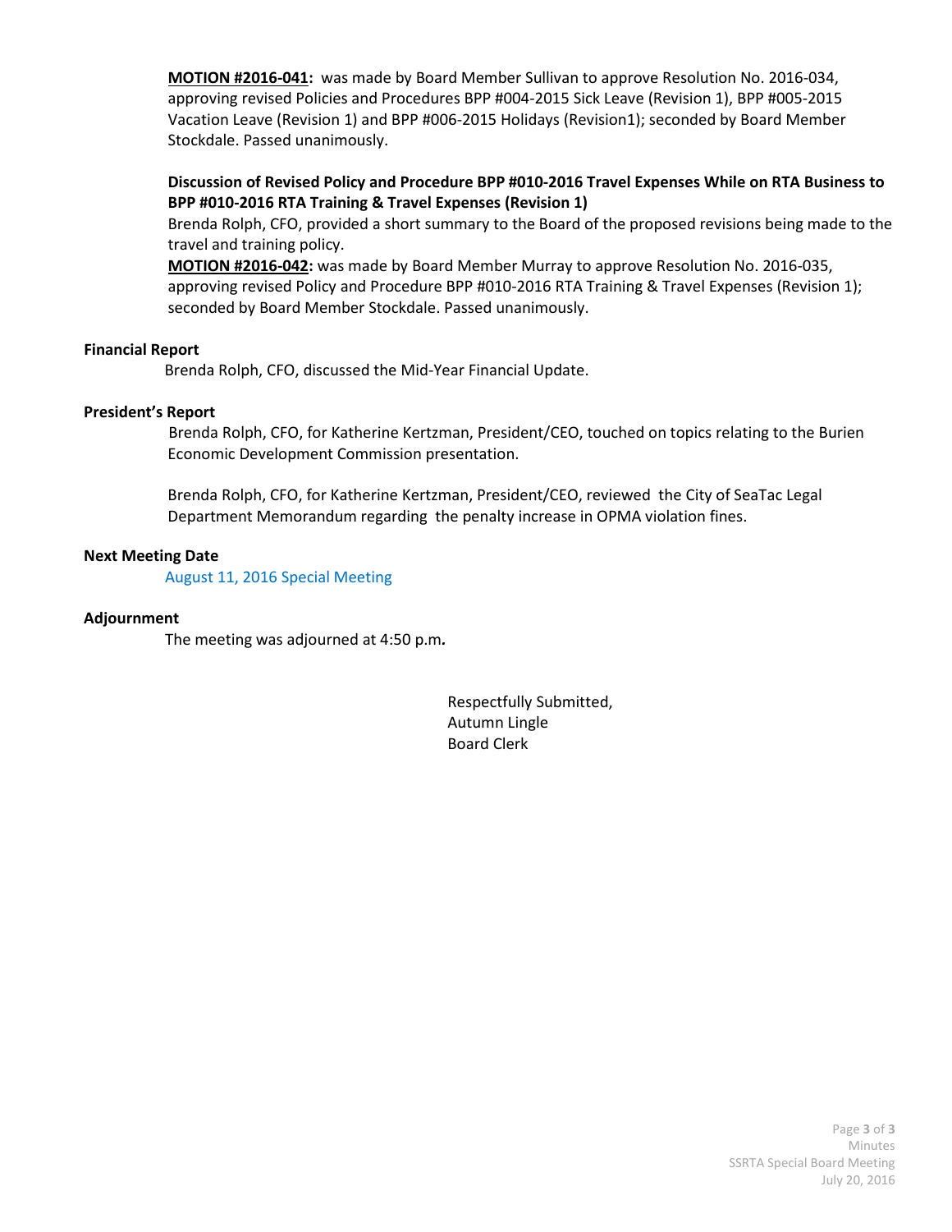**MOTION #2016-041:** was made by Board Member Sullivan to approve Resolution No. 2016-034, approving revised Policies and Procedures BPP #004-2015 Sick Leave (Revision 1), BPP #005-2015 Vacation Leave (Revision 1) and BPP #006-2015 Holidays (Revision1); seconded by Board Member Stockdale. Passed unanimously.

**Discussion of Revised Policy and Procedure BPP #010-2016 Travel Expenses While on RTA Business to BPP #010-2016 RTA Training & Travel Expenses (Revision 1)**

Brenda Rolph, CFO, provided a short summary to the Board of the proposed revisions being made to the travel and training policy.

**MOTION #2016-042:** was made by Board Member Murray to approve Resolution No. 2016-035, approving revised Policy and Procedure BPP #010-2016 RTA Training & Travel Expenses (Revision 1); seconded by Board Member Stockdale. Passed unanimously.

**Financial Report**

Brenda Rolph, CFO, discussed the Mid-Year Financial Update.

**President's Report**

Brenda Rolph, CFO, for Katherine Kertzman, President/CEO, touched on topics relating to the Burien Economic Development Commission presentation.

Brenda Rolph, CFO, for Katherine Kertzman, President/CEO, reviewed the City of SeaTac Legal Department Memorandum regarding the penalty increase in OPMA violation fines.

**Next Meeting Date**

August 11, 2016 Special Meeting

**Adjournment**

The meeting was adjourned at 4:50 p.m.

Respectfully Submitted,
Autumn Lingle
Board Clerk